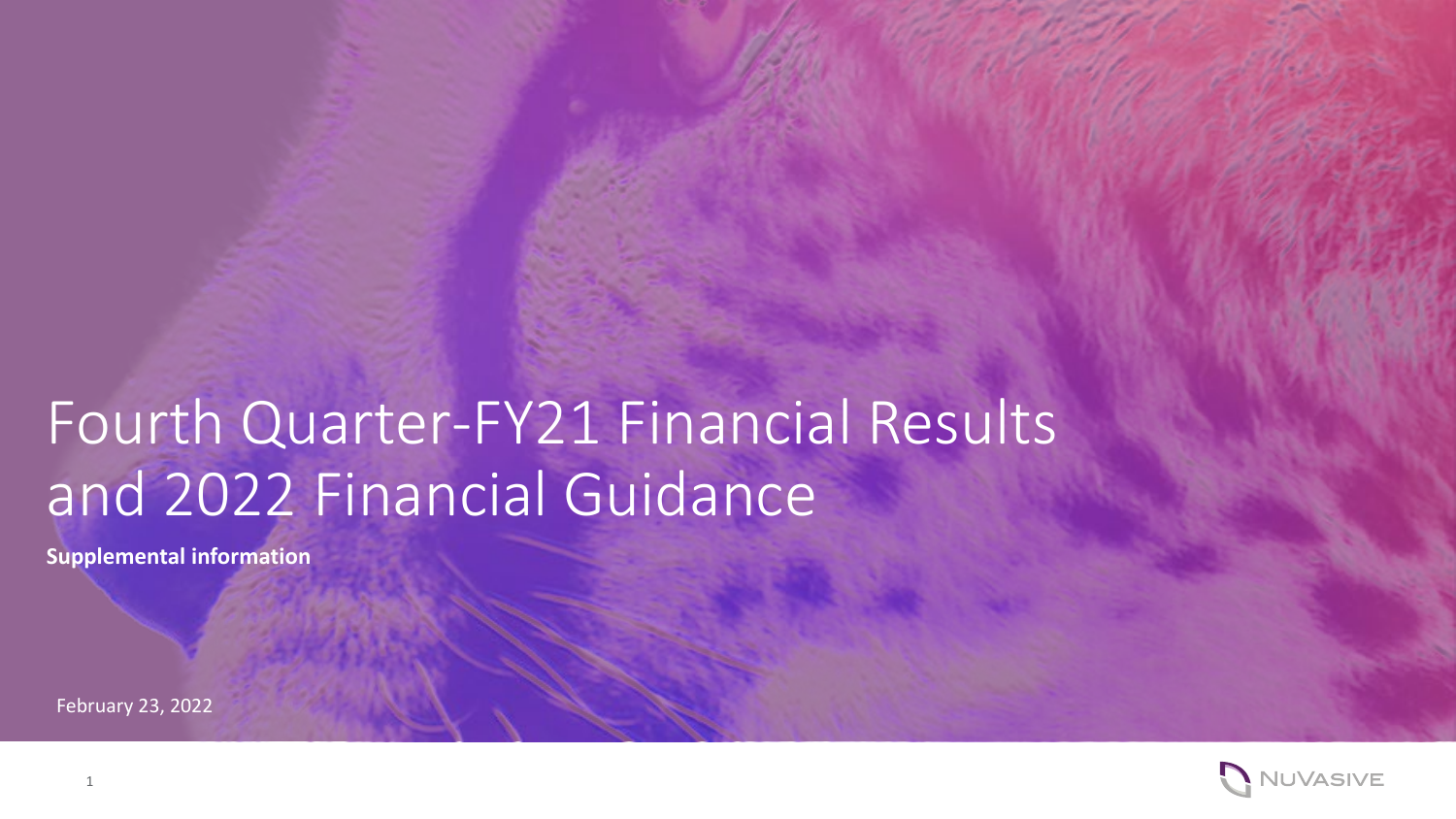# Fourth Quarter-FY21 Financial Results and 2022 Financial Guidance

**Supplemental information**

February 23, 2022

NUVASIVE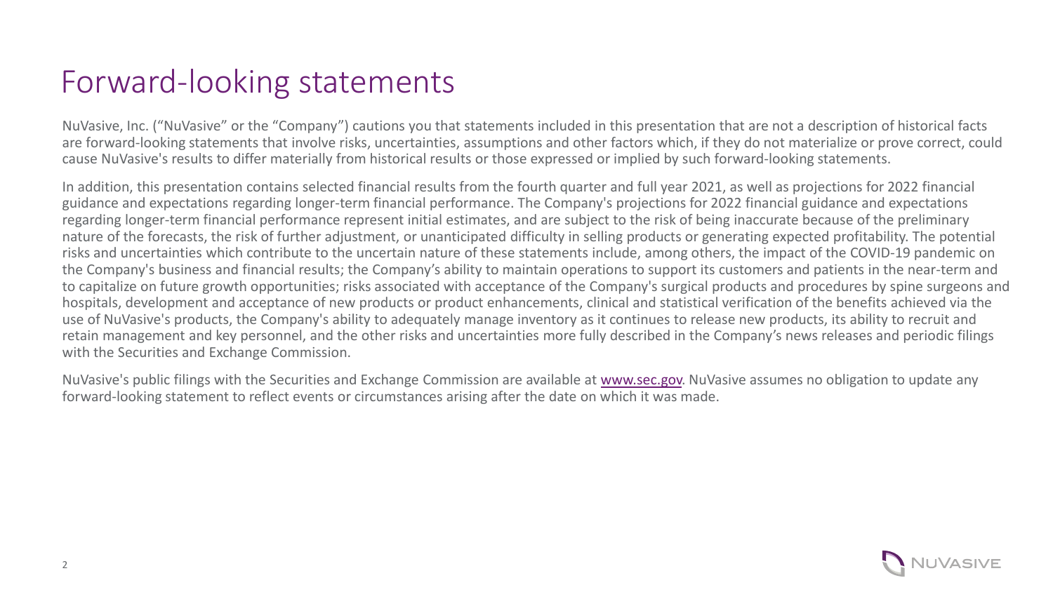# Forward-looking statements

NuVasive, Inc. ("NuVasive" or the "Company") cautions you that statements included in this presentation that are not a description of historical facts are forward-looking statements that involve risks, uncertainties, assumptions and other factors which, if they do not materialize or prove correct, could cause NuVasive's results to differ materially from historical results or those expressed or implied by such forward-looking statements.

In addition, this presentation contains selected financial results from the fourth quarter and full year 2021, as well as projections for 2022 financial guidance and expectations regarding longer-term financial performance. The Company's projections for 2022 financial guidance and expectations regarding longer-term financial performance represent initial estimates, and are subject to the risk of being inaccurate because of the preliminary nature of the forecasts, the risk of further adjustment, or unanticipated difficulty in selling products or generating expected profitability. The potential risks and uncertainties which contribute to the uncertain nature of these statements include, among others, the impact of the COVID-19 pandemic on the Company's business and financial results; the Company's ability to maintain operations to support its customers and patients in the near-term and to capitalize on future growth opportunities; risks associated with acceptance of the Company's surgical products and procedures by spine surgeons and hospitals, development and acceptance of new products or product enhancements, clinical and statistical verification of the benefits achieved via the use of NuVasive's products, the Company's ability to adequately manage inventory as it continues to release new products, its ability to recruit and retain management and key personnel, and the other risks and uncertainties more fully described in the Company's news releases and periodic filings with the Securities and Exchange Commission.

NuVasive's public filings with the Securities and Exchange Commission are available at www.sec.gov. NuVasive assumes no obligation to update any forward-looking statement to reflect events or circumstances arising after the date on which it was made.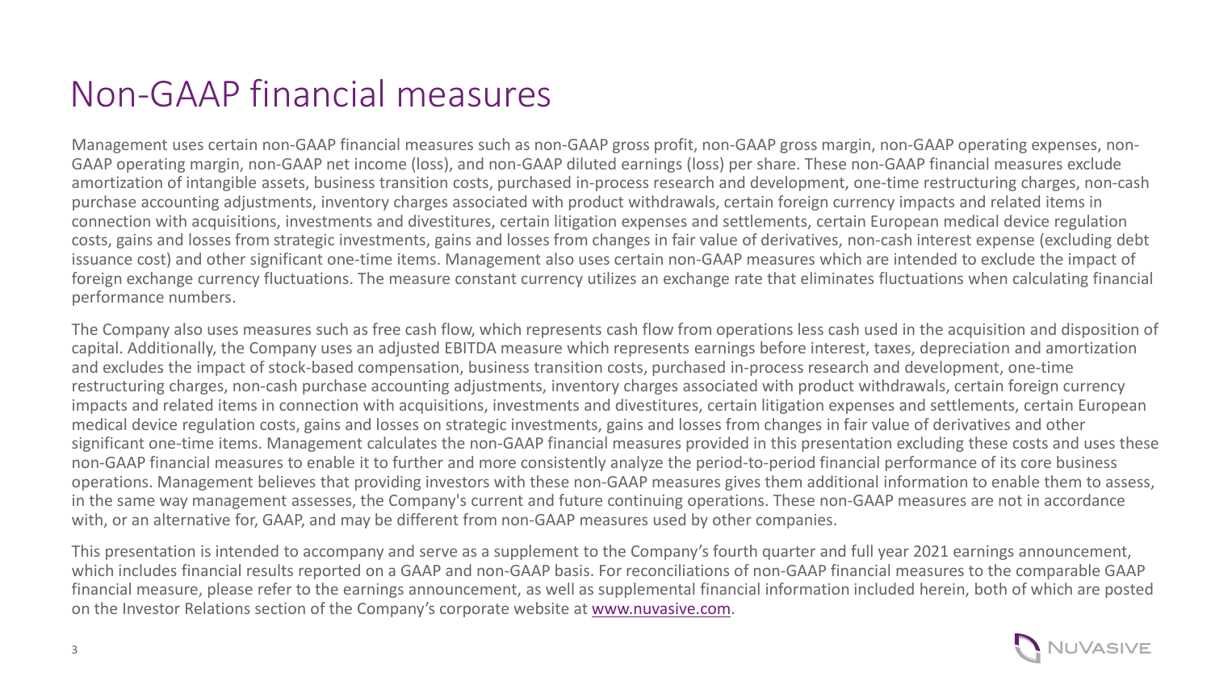# Non-GAAP financial measures

Management uses certain non-GAAP financial measures such as non-GAAP gross profit, non-GAAP gross margin, non-GAAP operating expenses, non-GAAP operating margin, non-GAAP net income (loss), and non-GAAP diluted earnings (loss) per share. These non-GAAP financial measures exclude amortization of intangible assets, business transition costs, purchased in-process research and development, one-time restructuring charges, non-cash purchase accounting adjustments, inventory charges associated with product withdrawals, certain foreign currency impacts and related items in connection with acquisitions, investments and divestitures, certain litigation expenses and settlements, certain European medical device regulation costs, gains and losses from strategic investments, gains and losses from changes in fair value of derivatives, non-cash interest expense (excluding debt issuance cost) and other significant one-time items. Management also uses certain non-GAAP measures which are intended to exclude the impact of foreign exchange currency fluctuations. The measure constant currency utilizes an exchange rate that eliminates fluctuations when calculating financial performance numbers.

The Company also uses measures such as free cash flow, which represents cash flow from operations less cash used in the acquisition and disposition of capital. Additionally, the Company uses an adjusted EBITDA measure which represents earnings before interest, taxes, depreciation and amortization and excludes the impact of stock-based compensation, business transition costs, purchased in-process research and development, one-time restructuring charges, non-cash purchase accounting adjustments, inventory charges associated with product withdrawals, certain foreign currency impacts and related items in connection with acquisitions, investments and divestitures, certain litigation expenses and settlements, certain European medical device regulation costs, gains and losses on strategic investments, gains and losses from changes in fair value of derivatives and other significant one-time items. Management calculates the non-GAAP financial measures provided in this presentation excluding these costs and uses these non-GAAP financial measures to enable it to further and more consistently analyze the period-to-period financial performance of its core business operations. Management believes that providing investors with these non-GAAP measures gives them additional information to enable them to assess, in the same way management assesses, the Company's current and future continuing operations. These non-GAAP measures are not in accordance with, or an alternative for, GAAP, and may be different from non-GAAP measures used by other companies.

This presentation is intended to accompany and serve as a supplement to the Company's fourth quarter and full year 2021 earnings announcement, which includes financial results reported on a GAAP and non-GAAP basis. For reconciliations of non-GAAP financial measures to the comparable GAAP financial measure, please refer to the earnings announcement, as well as supplemental financial information included herein, both of which are posted on the Investor Relations section of the Company's corporate website at www.nuvasive.com.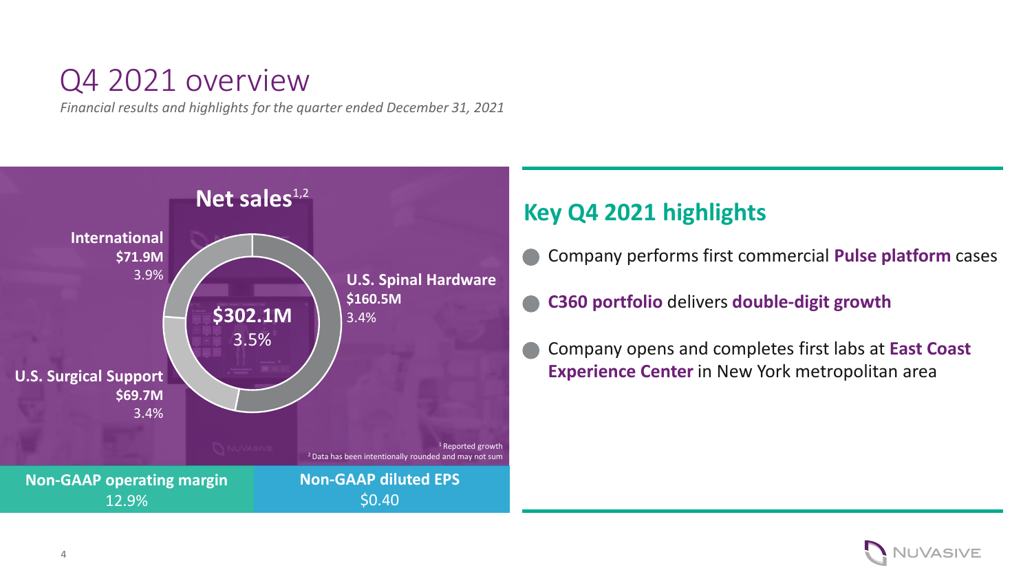# Q4 2021 overview

*Financial results and highlights for the quarter ended December 31, 2021*

## Net sales[1,2]

**$302.1M**
3.5%

| Segment | Net sales | Growth |
| --- | --- | --- |
| **International** | **$71.9M** | 3.9% |
| **U.S. Spinal Hardware** | **$160.5M** | 3.4% |
| **U.S. Surgical Support** | **$69.7M** | 3.4% |

[1] Reported growth
[2] Data has been intentionally rounded and may not sum

**Non-GAAP operating margin**
12.9%

**Non-GAAP diluted EPS**
$0.40

## Key Q4 2021 highlights

- Company performs first commercial **Pulse platform** cases
- **C360 portfolio** delivers **double-digit growth**
- Company opens and completes first labs at **East Coast Experience Center** in New York metropolitan area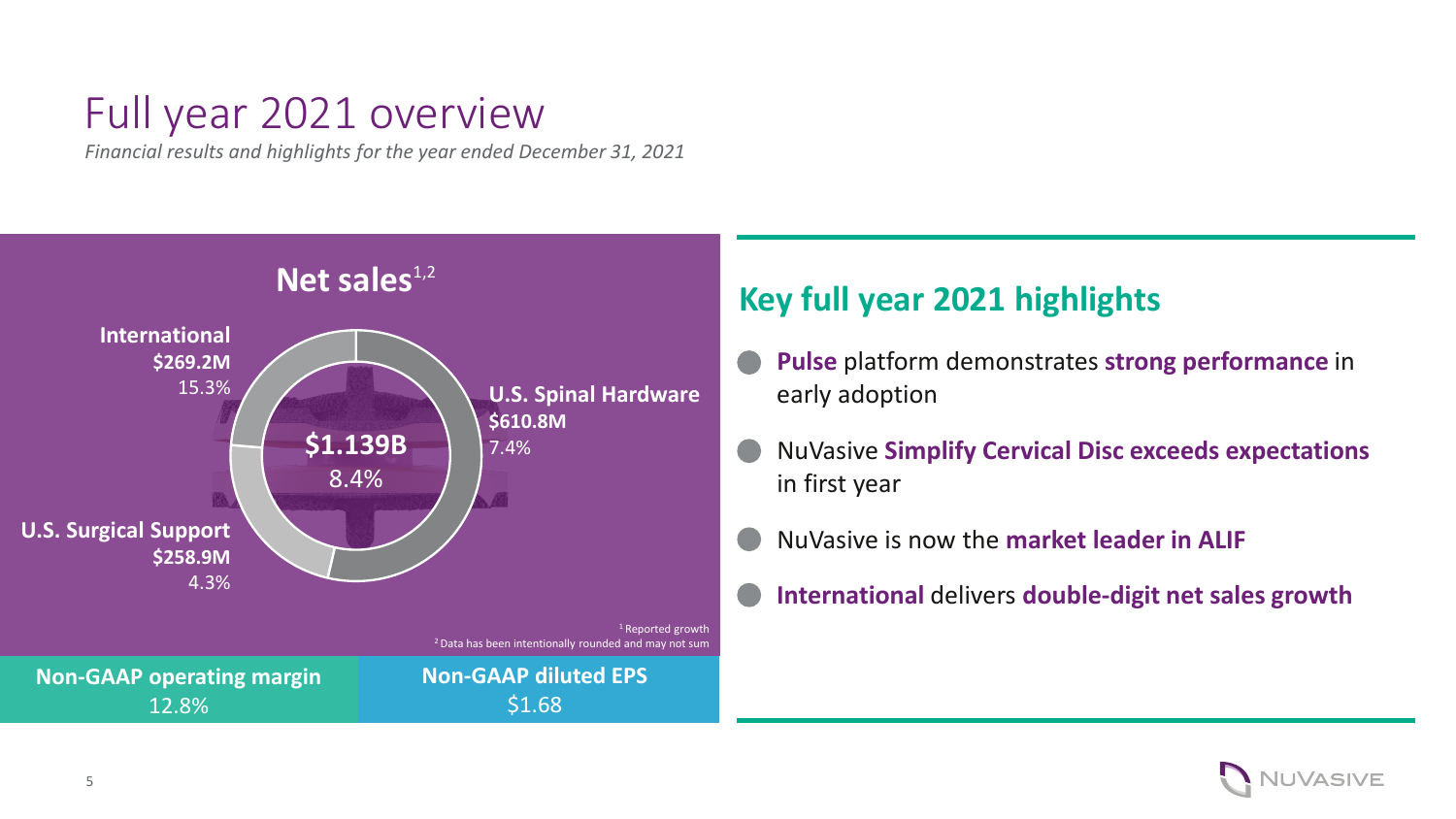# Full year 2021 overview

*Financial results and highlights for the year ended December 31, 2021*

## Net sales[1,2]

**$1.139B**
8.4%

| Segment | Net sales | Growth |
|---|---|---|
| **U.S. Spinal Hardware** | **$610.8M** | 7.4% |
| **U.S. Surgical Support** | **$258.9M** | 4.3% |
| **International** | **$269.2M** | 15.3% |

[1] Reported growth
[2] Data has been intentionally rounded and may not sum

**Non-GAAP operating margin**
12.8%

**Non-GAAP diluted EPS**
$1.68

## Key full year 2021 highlights

- **Pulse** platform demonstrates **strong performance** in early adoption
- NuVasive **Simplify Cervical Disc exceeds expectations** in first year
- NuVasive is now the **market leader in ALIF**
- **International** delivers **double-digit net sales growth**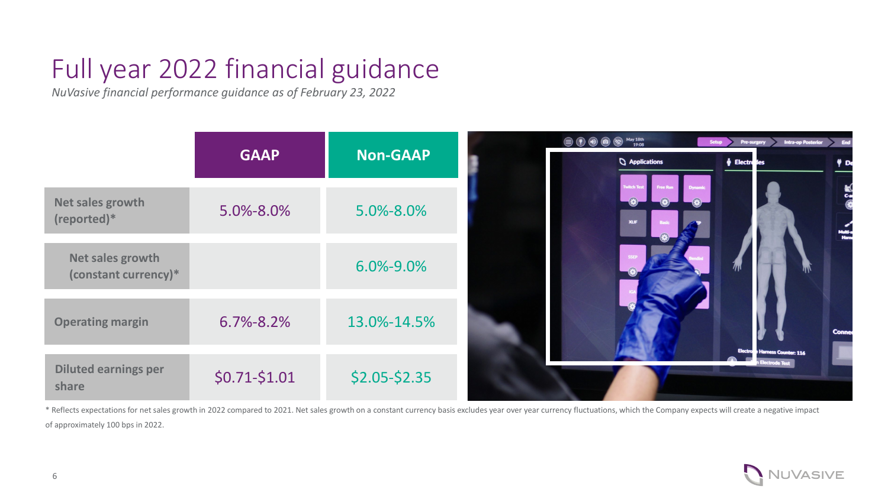# Full year 2022 financial guidance

*NuVasive financial performance guidance as of February 23, 2022*

| | GAAP | Non-GAAP |
|---|---|---|
| Net sales growth (reported)* | 5.0%-8.0% | 5.0%-8.0% |
| Net sales growth (constant currency)* | | 6.0%-9.0% |
| Operating margin | 6.7%-8.2% | 13.0%-14.5% |
| Diluted earnings per share | $0.71-$1.01 | $2.05-$2.35 |

* Reflects expectations for net sales growth in 2022 compared to 2021. Net sales growth on a constant currency basis excludes year over year currency fluctuations, which the Company expects will create a negative impact of approximately 100 bps in 2022.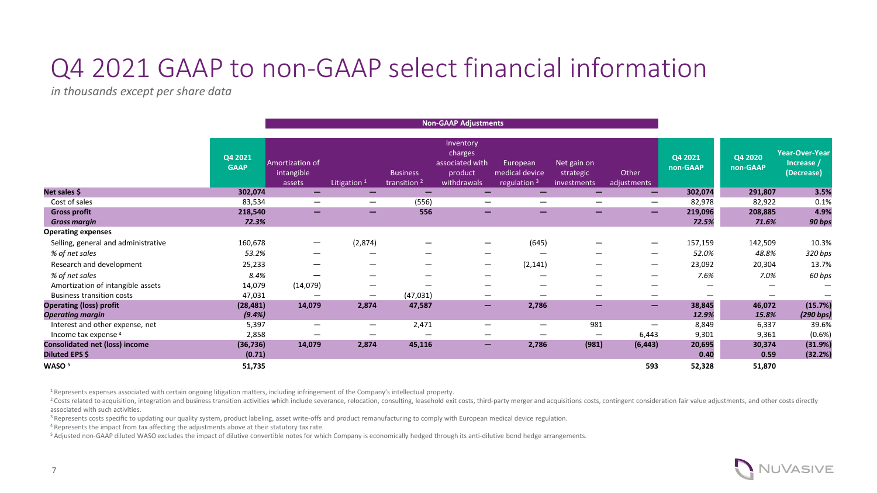# Q4 2021 GAAP to non-GAAP select financial information

*in thousands except per share data*

| | Q4 2021 GAAP | Non-GAAP Adjustments | | | | | | | Q4 2021 non-GAAP | Q4 2020 non-GAAP | Year-Over-Year Increase / (Decrease) |
|---|---|---|---|---|---|---|---|---|---|---|---|
| | | Amortization of intangible assets | Litigation [1] | Business transition [2] | Inventory charges associated with product withdrawals | European medical device regulation [3] | Net gain on strategic investments | Other adjustments | | | |
| **Net sales $** | **302,074** | **—** | **—** | **—** | **—** | **—** | **—** | **—** | **302,074** | **291,807** | **3.5%** |
| Cost of sales | 83,534 | — | — | (556) | — | — | — | — | 82,978 | 82,922 | 0.1% |
| **Gross profit** | **218,540** | **—** | **—** | **556** | **—** | **—** | **—** | **—** | **219,096** | **208,885** | **4.9%** |
| ***Gross margin*** | ***72.3%*** | | | | | | | | ***72.5%*** | ***71.6%*** | ***90 bps*** |
| **Operating expenses** | | | | | | | | | | | |
| Selling, general and administrative | 160,678 | — | (2,874) | — | — | (645) | — | — | 157,159 | 142,509 | 10.3% |
| *% of net sales* | *53.2%* | — | — | — | — | — | — | — | *52.0%* | *48.8%* | *320 bps* |
| Research and development | 25,233 | — | — | — | — | (2,141) | — | — | 23,092 | 20,304 | 13.7% |
| *% of net sales* | *8.4%* | — | — | — | — | — | — | — | *7.6%* | *7.0%* | *60 bps* |
| Amortization of intangible assets | 14,079 | (14,079) | — | — | — | — | — | — | — | — | — |
| Business transition costs | 47,031 | — | — | (47,031) | — | — | — | — | — | — | — |
| **Operating (loss) profit** | **(28,481)** | **14,079** | **2,874** | **47,587** | **—** | **2,786** | **—** | **—** | **38,845** | **46,072** | **(15.7%)** |
| ***Operating margin*** | ***(9.4%)*** | | | | | | | | ***12.9%*** | ***15.8%*** | ***(290 bps)*** |
| Interest and other expense, net | 5,397 | — | — | 2,471 | — | — | 981 | — | 8,849 | 6,337 | 39.6% |
| Income tax expense [4] | 2,858 | — | — | — | — | — | — | 6,443 | 9,301 | 9,361 | (0.6%) |
| **Consolidated net (loss) income** | **(36,736)** | **14,079** | **2,874** | **45,116** | **—** | **2,786** | **(981)** | **(6,443)** | **20,695** | **30,374** | **(31.9%)** |
| **Diluted EPS $** | **(0.71)** | | | | | | | | **0.40** | **0.59** | **(32.2%)** |
| **WASO [5]** | **51,735** | | | | | | | **593** | **52,328** | **51,870** | |

[1] Represents expenses associated with certain ongoing litigation matters, including infringement of the Company's intellectual property.

[2] Costs related to acquisition, integration and business transition activities which include severance, relocation, consulting, leasehold exit costs, third-party merger and acquisitions costs, contingent consideration fair value adjustments, and other costs directly associated with such activities.

[3] Represents costs specific to updating our quality system, product labeling, asset write-offs and product remanufacturing to comply with European medical device regulation.

[4] Represents the impact from tax affecting the adjustments above at their statutory tax rate.

[5] Adjusted non-GAAP diluted WASO excludes the impact of dilutive convertible notes for which Company is economically hedged through its anti-dilutive bond hedge arrangements.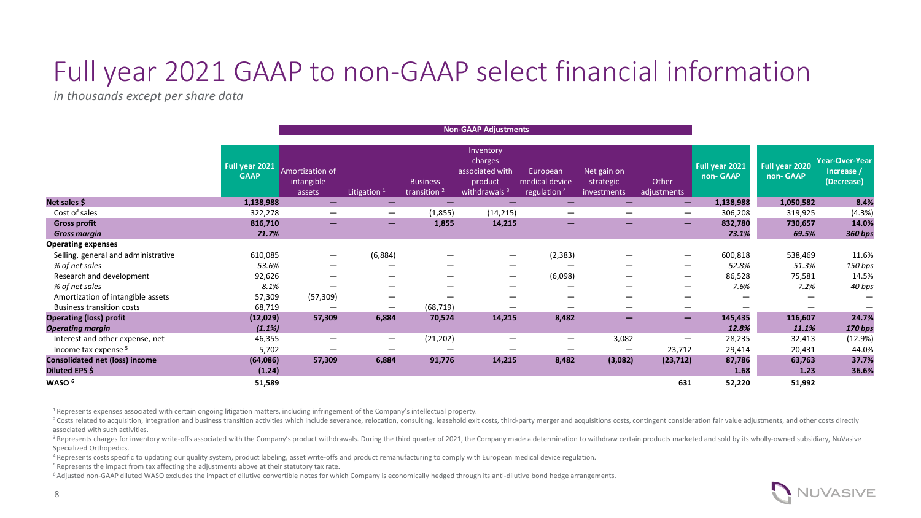# Full year 2021 GAAP to non-GAAP select financial information

*in thousands except per share data*

| | Full year 2021 GAAP | Non-GAAP Adjustments | | | | | | | Full year 2021 non- GAAP | Full year 2020 non- GAAP | Year-Over-Year Increase / (Decrease) |
|---|---|---|---|---|---|---|---|---|---|---|---|
| | | Amortization of intangible assets | Litigation [1] | Business transition [2] | Inventory charges associated with product withdrawals [3] | European medical device regulation [4] | Net gain on strategic investments | Other adjustments | | | |
| **Net sales $** | **1,138,988** | **—** | **—** | **—** | **—** | **—** | **—** | **—** | **1,138,988** | **1,050,582** | **8.4%** |
| Cost of sales | 322,278 | — | — | (1,855) | (14,215) | — | — | — | 306,208 | 319,925 | (4.3%) |
| **Gross profit** | **816,710** | **—** | **—** | **1,855** | **14,215** | **—** | **—** | **—** | **832,780** | **730,657** | **14.0%** |
| ***Gross margin*** | ***71.7%*** | | | | | | | | ***73.1%*** | ***69.5%*** | ***360 bps*** |
| **Operating expenses** | | | | | | | | | | | |
| Selling, general and administrative | 610,085 | — | (6,884) | — | — | (2,383) | — | — | 600,818 | 538,469 | 11.6% |
| *% of net sales* | *53.6%* | — | — | — | — | — | — | — | *52.8%* | *51.3%* | *150 bps* |
| Research and development | 92,626 | — | — | — | — | (6,098) | — | — | 86,528 | 75,581 | 14.5% |
| *% of net sales* | *8.1%* | — | — | — | — | — | — | — | *7.6%* | *7.2%* | *40 bps* |
| Amortization of intangible assets | 57,309 | (57,309) | — | — | — | — | — | — | — | — | — |
| Business transition costs | 68,719 | — | — | (68,719) | — | — | — | — | — | — | — |
| **Operating (loss) profit** | **(12,029)** | **57,309** | **6,884** | **70,574** | **14,215** | **8,482** | **—** | **—** | **145,435** | **116,607** | **24.7%** |
| ***Operating margin*** | ***(1.1%)*** | | | | | | | | ***12.8%*** | ***11.1%*** | ***170 bps*** |
| Interest and other expense, net | 46,355 | — | — | (21,202) | — | — | 3,082 | — | 28,235 | 32,413 | (12.9%) |
| Income tax expense [5] | 5,702 | — | — | — | — | — | — | 23,712 | 29,414 | 20,431 | 44.0% |
| **Consolidated net (loss) income** | **(64,086)** | **57,309** | **6,884** | **91,776** | **14,215** | **8,482** | **(3,082)** | **(23,712)** | **87,786** | **63,763** | **37.7%** |
| **Diluted EPS $** | **(1.24)** | | | | | | | | **1.68** | **1.23** | **36.6%** |
| **WASO [6]** | **51,589** | | | | | | | **631** | **52,220** | **51,992** | |

[1] Represents expenses associated with certain ongoing litigation matters, including infringement of the Company's intellectual property.

[2] Costs related to acquisition, integration and business transition activities which include severance, relocation, consulting, leasehold exit costs, third-party merger and acquisitions costs, contingent consideration fair value adjustments, and other costs directly associated with such activities.

[3] Represents charges for inventory write-offs associated with the Company's product withdrawals. During the third quarter of 2021, the Company made a determination to withdraw certain products marketed and sold by its wholly-owned subsidiary, NuVasive Specialized Orthopedics.

[4] Represents costs specific to updating our quality system, product labeling, asset write-offs and product remanufacturing to comply with European medical device regulation.

[5] Represents the impact from tax affecting the adjustments above at their statutory tax rate.

[6] Adjusted non-GAAP diluted WASO excludes the impact of dilutive convertible notes for which Company is economically hedged through its anti-dilutive bond hedge arrangements.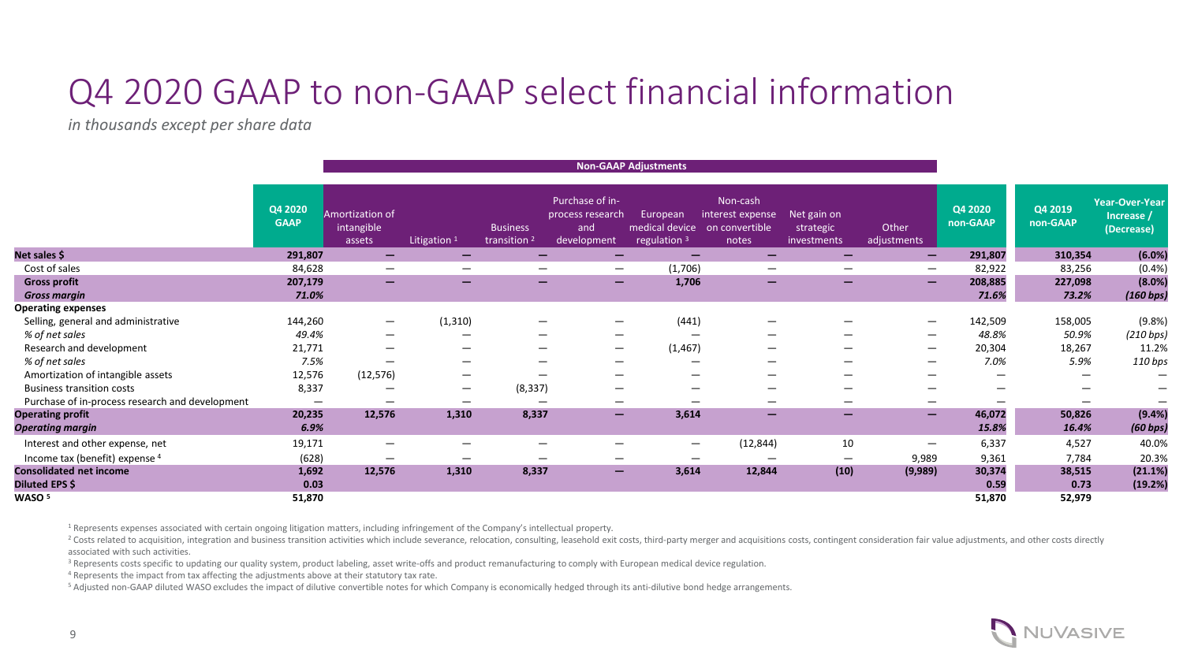# Q4 2020 GAAP to non-GAAP select financial information

*in thousands except per share data*

| | Q4 2020 GAAP | Non-GAAP Adjustments | | | | | | | | Q4 2020 non-GAAP | Q4 2019 non-GAAP | Year-Over-Year Increase / (Decrease) |
|---|---|---|---|---|---|---|---|---|---|---|---|---|
| | | Amortization of intangible assets | Litigation [1] | Business transition [2] | Purchase of in-process research and development | European medical device regulation [3] | Non-cash interest expense on convertible notes | Net gain on strategic investments | Other adjustments | | | |
| **Net sales $** | **291,807** | **—** | **—** | **—** | **—** | **—** | **—** | **—** | **—** | **291,807** | **310,354** | **(6.0%)** |
| Cost of sales | 84,628 | — | — | — | — | (1,706) | — | — | — | 82,922 | 83,256 | (0.4%) |
| **Gross profit** | **207,179** | **—** | **—** | **—** | **—** | **1,706** | **—** | **—** | **—** | **208,885** | **227,098** | **(8.0%)** |
| ***Gross margin*** | ***71.0%*** | | | | | | | | | ***71.6%*** | ***73.2%*** | ***(160 bps)*** |
| **Operating expenses** | | | | | | | | | | | | |
| Selling, general and administrative | 144,260 | — | (1,310) | — | — | (441) | — | — | — | 142,509 | 158,005 | (9.8%) |
| *% of net sales* | *49.4%* | — | — | — | — | — | — | — | — | *48.8%* | *50.9%* | *(210 bps)* |
| Research and development | 21,771 | — | — | — | — | (1,467) | — | — | — | 20,304 | 18,267 | 11.2% |
| *% of net sales* | *7.5%* | — | — | — | — | — | — | — | — | *7.0%* | *5.9%* | *110 bps* |
| Amortization of intangible assets | 12,576 | (12,576) | — | — | — | — | — | — | — | — | — | — |
| Business transition costs | 8,337 | — | — | (8,337) | — | — | — | — | — | — | — | — |
| Purchase of in-process research and development | — | — | — | — | — | — | — | — | — | — | — | — |
| **Operating profit** | **20,235** | **12,576** | **1,310** | **8,337** | **—** | **3,614** | **—** | **—** | **—** | **46,072** | **50,826** | **(9.4%)** |
| ***Operating margin*** | ***6.9%*** | | | | | | | | | ***15.8%*** | ***16.4%*** | ***(60 bps)*** |
| Interest and other expense, net | 19,171 | — | — | — | — | — | (12,844) | 10 | — | 6,337 | 4,527 | 40.0% |
| Income tax (benefit) expense [4] | (628) | — | — | — | — | — | — | — | 9,989 | 9,361 | 7,784 | 20.3% |
| **Consolidated net income** | **1,692** | **12,576** | **1,310** | **8,337** | **—** | **3,614** | **12,844** | **(10)** | **(9,989)** | **30,374** | **38,515** | **(21.1%)** |
| **Diluted EPS $** | **0.03** | | | | | | | | | **0.59** | **0.73** | **(19.2%)** |
| **WASO [5]** | **51,870** | | | | | | | | | **51,870** | **52,979** | |

[1] Represents expenses associated with certain ongoing litigation matters, including infringement of the Company's intellectual property.

[2] Costs related to acquisition, integration and business transition activities which include severance, relocation, consulting, leasehold exit costs, third-party merger and acquisitions costs, contingent consideration fair value adjustments, and other costs directly associated with such activities.

[3] Represents costs specific to updating our quality system, product labeling, asset write-offs and product remanufacturing to comply with European medical device regulation.

[4] Represents the impact from tax affecting the adjustments above at their statutory tax rate.

[5] Adjusted non-GAAP diluted WASO excludes the impact of dilutive convertible notes for which Company is economically hedged through its anti-dilutive bond hedge arrangements.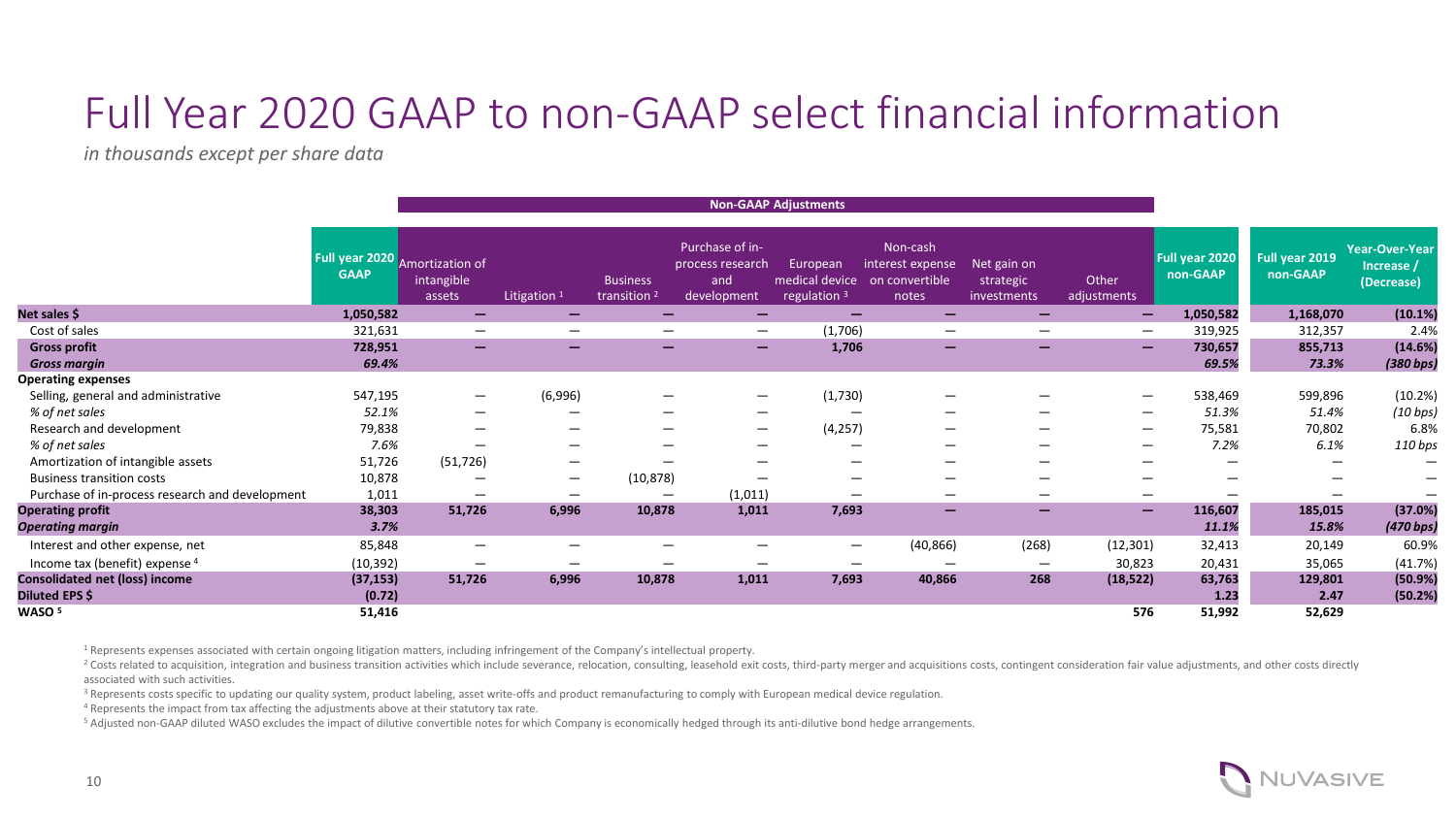# Full Year 2020 GAAP to non-GAAP select financial information

*in thousands except per share data*

| | Full year 2020 GAAP | Non-GAAP Adjustments: Amortization of intangible assets | Litigation [1] | Business transition [2] | Purchase of in-process research and development | European medical device regulation [3] | Non-cash interest expense on convertible notes | Net gain on strategic investments | Other adjustments | Full year 2020 non-GAAP | Full year 2019 non-GAAP | Year-Over-Year Increase / (Decrease) |
|---|---|---|---|---|---|---|---|---|---|---|---|---|
| **Net sales $** | **1,050,582** | **—** | **—** | **—** | **—** | **—** | **—** | **—** | **—** | **1,050,582** | **1,168,070** | **(10.1%)** |
| Cost of sales | 321,631 | — | — | — | — | (1,706) | — | — | — | 319,925 | 312,357 | 2.4% |
| **Gross profit** | **728,951** | **—** | **—** | **—** | **—** | **1,706** | **—** | **—** | **—** | **730,657** | **855,713** | **(14.6%)** |
| ***Gross margin*** | ***69.4%*** | | | | | | | | | ***69.5%*** | ***73.3%*** | ***(380 bps)*** |
| **Operating expenses** | | | | | | | | | | | | |
| Selling, general and administrative | 547,195 | — | (6,996) | — | — | (1,730) | — | — | — | 538,469 | 599,896 | (10.2%) |
| *% of net sales* | *52.1%* | — | — | — | — | — | — | — | — | *51.3%* | *51.4%* | *(10 bps)* |
| Research and development | 79,838 | — | — | — | — | (4,257) | — | — | — | 75,581 | 70,802 | 6.8% |
| *% of net sales* | *7.6%* | — | — | — | — | — | — | — | — | *7.2%* | *6.1%* | *110 bps* |
| Amortization of intangible assets | 51,726 | (51,726) | — | — | — | — | — | — | — | — | — | — |
| Business transition costs | 10,878 | — | — | (10,878) | — | — | — | — | — | — | — | — |
| Purchase of in-process research and development | 1,011 | — | — | — | (1,011) | — | — | — | — | — | — | — |
| **Operating profit** | **38,303** | **51,726** | **6,996** | **10,878** | **1,011** | **7,693** | **—** | **—** | **—** | **116,607** | **185,015** | **(37.0%)** |
| ***Operating margin*** | ***3.7%*** | | | | | | | | | ***11.1%*** | ***15.8%*** | ***(470 bps)*** |
| Interest and other expense, net | 85,848 | — | — | — | — | — | (40,866) | (268) | (12,301) | 32,413 | 20,149 | 60.9% |
| Income tax (benefit) expense [4] | (10,392) | — | — | — | — | — | — | — | 30,823 | 20,431 | 35,065 | (41.7%) |
| **Consolidated net (loss) income** | **(37,153)** | **51,726** | **6,996** | **10,878** | **1,011** | **7,693** | **40,866** | **268** | **(18,522)** | **63,763** | **129,801** | **(50.9%)** |
| **Diluted EPS $** | **(0.72)** | | | | | | | | | **1.23** | **2.47** | **(50.2%)** |
| **WASO [5]** | **51,416** | | | | | | | | **576** | **51,992** | **52,629** | |

[1] Represents expenses associated with certain ongoing litigation matters, including infringement of the Company's intellectual property.

[2] Costs related to acquisition, integration and business transition activities which include severance, relocation, consulting, leasehold exit costs, third-party merger and acquisitions costs, contingent consideration fair value adjustments, and other costs directly associated with such activities.

[3] Represents costs specific to updating our quality system, product labeling, asset write-offs and product remanufacturing to comply with European medical device regulation.

[4] Represents the impact from tax affecting the adjustments above at their statutory tax rate.

[5] Adjusted non-GAAP diluted WASO excludes the impact of dilutive convertible notes for which Company is economically hedged through its anti-dilutive bond hedge arrangements.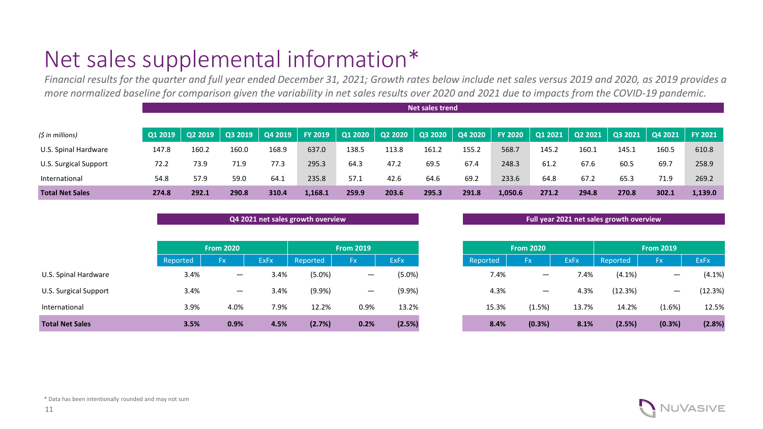# Net sales supplemental information*

*Financial results for the quarter and full year ended December 31, 2021; Growth rates below include net sales versus 2019 and 2020, as 2019 provides a more normalized baseline for comparison given the variability in net sales results over 2020 and 2021 due to impacts from the COVID-19 pandemic.*

**Net sales trend**

| *($ in millions)* | Q1 2019 | Q2 2019 | Q3 2019 | Q4 2019 | FY 2019 | Q1 2020 | Q2 2020 | Q3 2020 | Q4 2020 | FY 2020 | Q1 2021 | Q2 2021 | Q3 2021 | Q4 2021 | FY 2021 |
|---|---|---|---|---|---|---|---|---|---|---|---|---|---|---|---|
| U.S. Spinal Hardware | 147.8 | 160.2 | 160.0 | 168.9 | 637.0 | 138.5 | 113.8 | 161.2 | 155.2 | 568.7 | 145.2 | 160.1 | 145.1 | 160.5 | 610.8 |
| U.S. Surgical Support | 72.2 | 73.9 | 71.9 | 77.3 | 295.3 | 64.3 | 47.2 | 69.5 | 67.4 | 248.3 | 61.2 | 67.6 | 60.5 | 69.7 | 258.9 |
| International | 54.8 | 57.9 | 59.0 | 64.1 | 235.8 | 57.1 | 42.6 | 64.6 | 69.2 | 233.6 | 64.8 | 67.2 | 65.3 | 71.9 | 269.2 |
| **Total Net Sales** | **274.8** | **292.1** | **290.8** | **310.4** | **1,168.1** | **259.9** | **203.6** | **295.3** | **291.8** | **1,050.6** | **271.2** | **294.8** | **270.8** | **302.1** | **1,139.0** |

**Q4 2021 net sales growth overview**

| | From 2020 | | | From 2019 | | |
|---|---|---|---|---|---|---|
| | Reported | Fx | ExFx | Reported | Fx | ExFx |
| U.S. Spinal Hardware | 3.4% | — | 3.4% | (5.0%) | — | (5.0%) |
| U.S. Surgical Support | 3.4% | — | 3.4% | (9.9%) | — | (9.9%) |
| International | 3.9% | 4.0% | 7.9% | 12.2% | 0.9% | 13.2% |
| **Total Net Sales** | **3.5%** | **0.9%** | **4.5%** | **(2.7%)** | **0.2%** | **(2.5%)** |

**Full year 2021 net sales growth overview**

| | From 2020 | | | From 2019 | | |
|---|---|---|---|---|---|---|
| | Reported | Fx | ExFx | Reported | Fx | ExFx |
| U.S. Spinal Hardware | 7.4% | — | 7.4% | (4.1%) | — | (4.1%) |
| U.S. Surgical Support | 4.3% | — | 4.3% | (12.3%) | — | (12.3%) |
| International | 15.3% | (1.5%) | 13.7% | 14.2% | (1.6%) | 12.5% |
| **Total Net Sales** | **8.4%** | **(0.3%)** | **8.1%** | **(2.5%)** | **(0.3%)** | **(2.8%)** |

* Data has been intentionally rounded and may not sum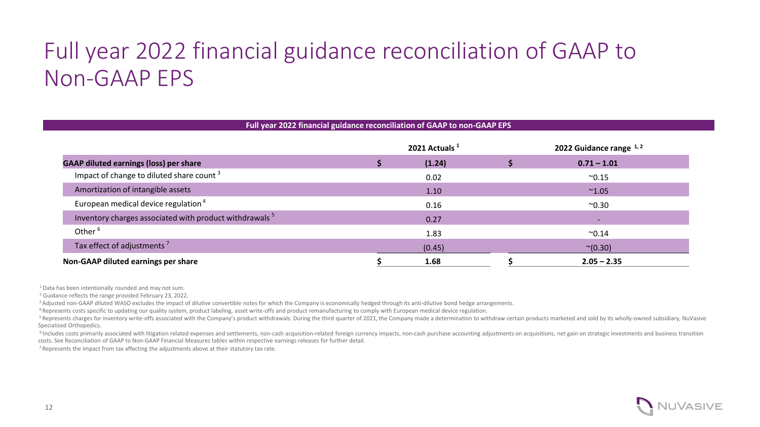# Full year 2022 financial guidance reconciliation of GAAP to Non-GAAP EPS

**Full year 2022 financial guidance reconciliation of GAAP to non-GAAP EPS**

| | 2021 Actuals [1] | 2022 Guidance range [1, 2] |
|---|---|---|
| **GAAP diluted earnings (loss) per share** | **$ (1.24)** | **$ 0.71 – 1.01** |
| Impact of change to diluted share count [3] | 0.02 | ~0.15 |
| Amortization of intangible assets | 1.10 | ~1.05 |
| European medical device regulation [4] | 0.16 | ~0.30 |
| Inventory charges associated with product withdrawals [5] | 0.27 | - |
| Other [6] | 1.83 | ~0.14 |
| Tax effect of adjustments [7] | (0.45) | ~(0.30) |
| **Non-GAAP diluted earnings per share** | **$ 1.68** | **$ 2.05 – 2.35** |

[1] Data has been intentionally rounded and may not sum.

[2] Guidance reflects the range provided February 23, 2022.

[3] Adjusted non-GAAP diluted WASO excludes the impact of dilutive convertible notes for which the Company is economically hedged through its anti-dilutive bond hedge arrangements.

[4] Represents costs specific to updating our quality system, product labeling, asset write-offs and product remanufacturing to comply with European medical device regulation.

[5] Represents charges for inventory write-offs associated with the Company's product withdrawals. During the third quarter of 2021, the Company made a determination to withdraw certain products marketed and sold by its wholly-owned subsidiary, NuVasive Specialized Orthopedics.

[6] Includes costs primarily associated with litigation related expenses and settlements, non-cash acquisition-related foreign currency impacts, non-cash purchase accounting adjustments on acquisitions, net gain on strategic investments and business transition costs. See Reconciliation of GAAP to Non-GAAP Financial Measures tables within respective earnings releases for further detail.

[7] Represents the impact from tax affecting the adjustments above at their statutory tax rate.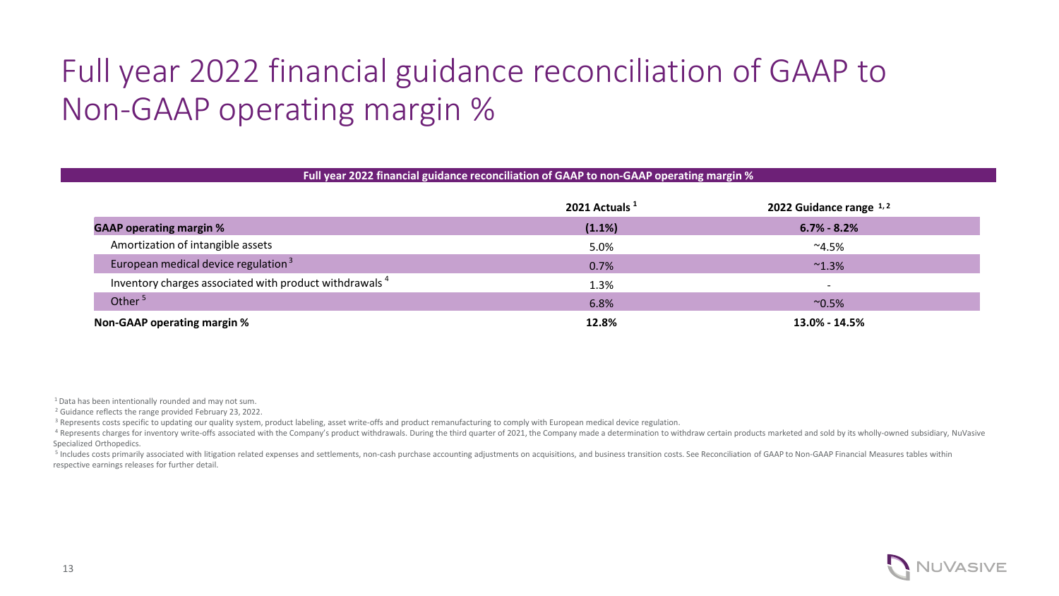# Full year 2022 financial guidance reconciliation of GAAP to Non-GAAP operating margin %

**Full year 2022 financial guidance reconciliation of GAAP to non-GAAP operating margin %**

| | 2021 Actuals [1] | 2022 Guidance range [1,2] |
|---|---|---|
| **GAAP operating margin %** | **(1.1%)** | **6.7% - 8.2%** |
| Amortization of intangible assets | 5.0% | ~4.5% |
| European medical device regulation [3] | 0.7% | ~1.3% |
| Inventory charges associated with product withdrawals [4] | 1.3% | - |
| Other [5] | 6.8% | ~0.5% |
| **Non-GAAP operating margin %** | **12.8%** | **13.0% - 14.5%** |

[1] Data has been intentionally rounded and may not sum.

[2] Guidance reflects the range provided February 23, 2022.

[3] Represents costs specific to updating our quality system, product labeling, asset write-offs and product remanufacturing to comply with European medical device regulation.

[4] Represents charges for inventory write-offs associated with the Company's product withdrawals. During the third quarter of 2021, the Company made a determination to withdraw certain products marketed and sold by its wholly-owned subsidiary, NuVasive Specialized Orthopedics.

[5] Includes costs primarily associated with litigation related expenses and settlements, non-cash purchase accounting adjustments on acquisitions, and business transition costs. See Reconciliation of GAAP to Non-GAAP Financial Measures tables within respective earnings releases for further detail.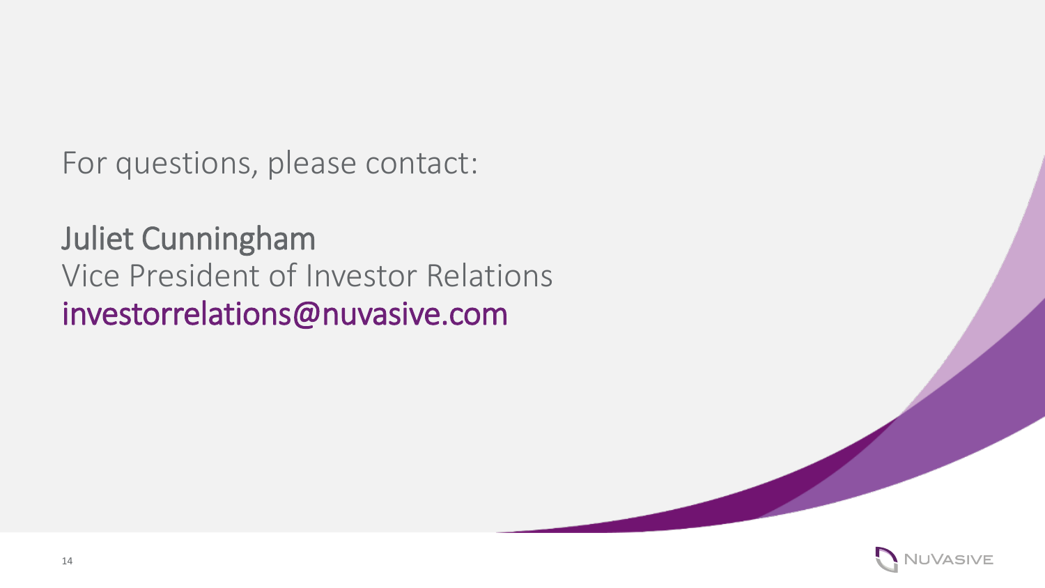For questions, please contact:

Juliet Cunningham
Vice President of Investor Relations
investorrelations@nuvasive.com